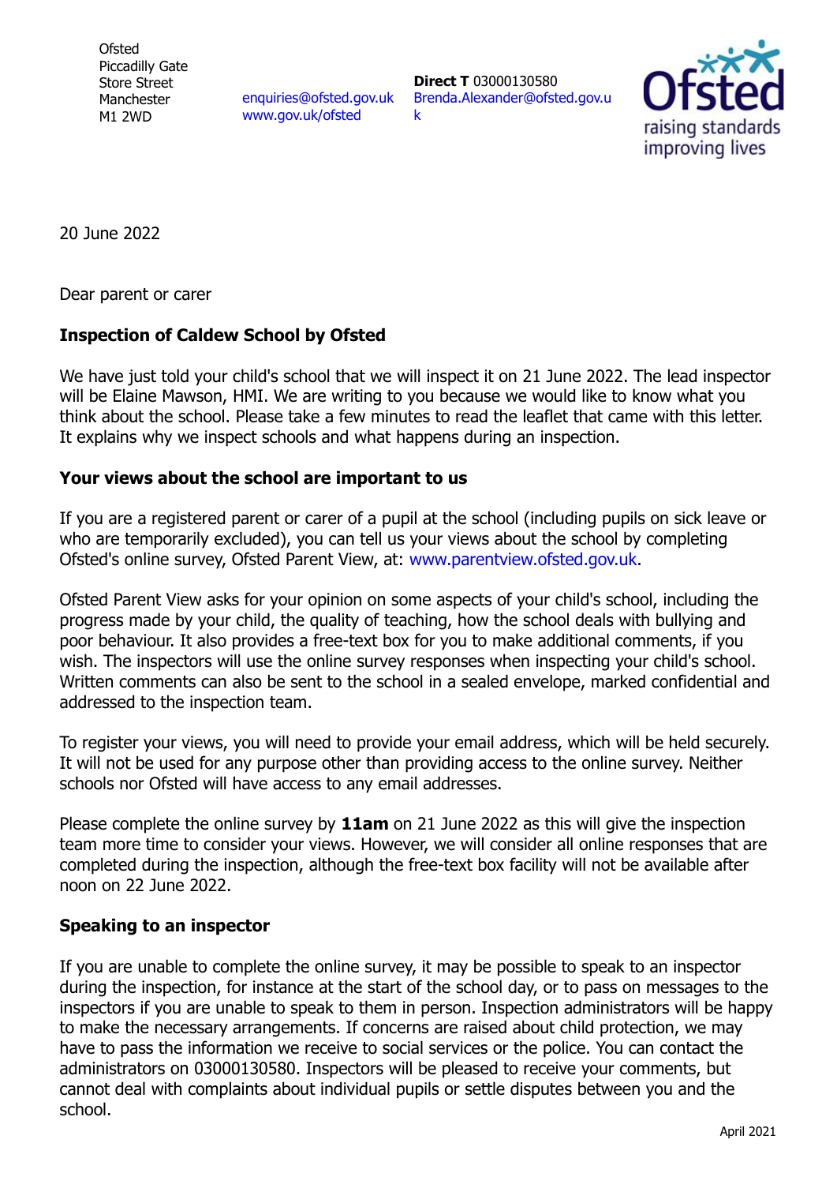Ofsted
Piccadilly Gate
Store Street
Manchester
M1 2WD

enquiries@ofsted.gov.uk
www.gov.uk/ofsted

**Direct T** 03000130580
Brenda.Alexander@ofsted.gov.uk

Ofsted
raising standards
improving lives

20 June 2022

Dear parent or carer

**Inspection of Caldew School by Ofsted**

We have just told your child's school that we will inspect it on 21 June 2022. The lead inspector will be Elaine Mawson, HMI. We are writing to you because we would like to know what you think about the school. Please take a few minutes to read the leaflet that came with this letter. It explains why we inspect schools and what happens during an inspection.

**Your views about the school are important to us**

If you are a registered parent or carer of a pupil at the school (including pupils on sick leave or who are temporarily excluded), you can tell us your views about the school by completing Ofsted's online survey, Ofsted Parent View, at: www.parentview.ofsted.gov.uk.

Ofsted Parent View asks for your opinion on some aspects of your child's school, including the progress made by your child, the quality of teaching, how the school deals with bullying and poor behaviour. It also provides a free-text box for you to make additional comments, if you wish. The inspectors will use the online survey responses when inspecting your child's school. Written comments can also be sent to the school in a sealed envelope, marked confidential and addressed to the inspection team.

To register your views, you will need to provide your email address, which will be held securely. It will not be used for any purpose other than providing access to the online survey. Neither schools nor Ofsted will have access to any email addresses.

Please complete the online survey by **11am** on 21 June 2022 as this will give the inspection team more time to consider your views. However, we will consider all online responses that are completed during the inspection, although the free-text box facility will not be available after noon on 22 June 2022.

**Speaking to an inspector**

If you are unable to complete the online survey, it may be possible to speak to an inspector during the inspection, for instance at the start of the school day, or to pass on messages to the inspectors if you are unable to speak to them in person. Inspection administrators will be happy to make the necessary arrangements. If concerns are raised about child protection, we may have to pass the information we receive to social services or the police. You can contact the administrators on 03000130580. Inspectors will be pleased to receive your comments, but cannot deal with complaints about individual pupils or settle disputes between you and the school.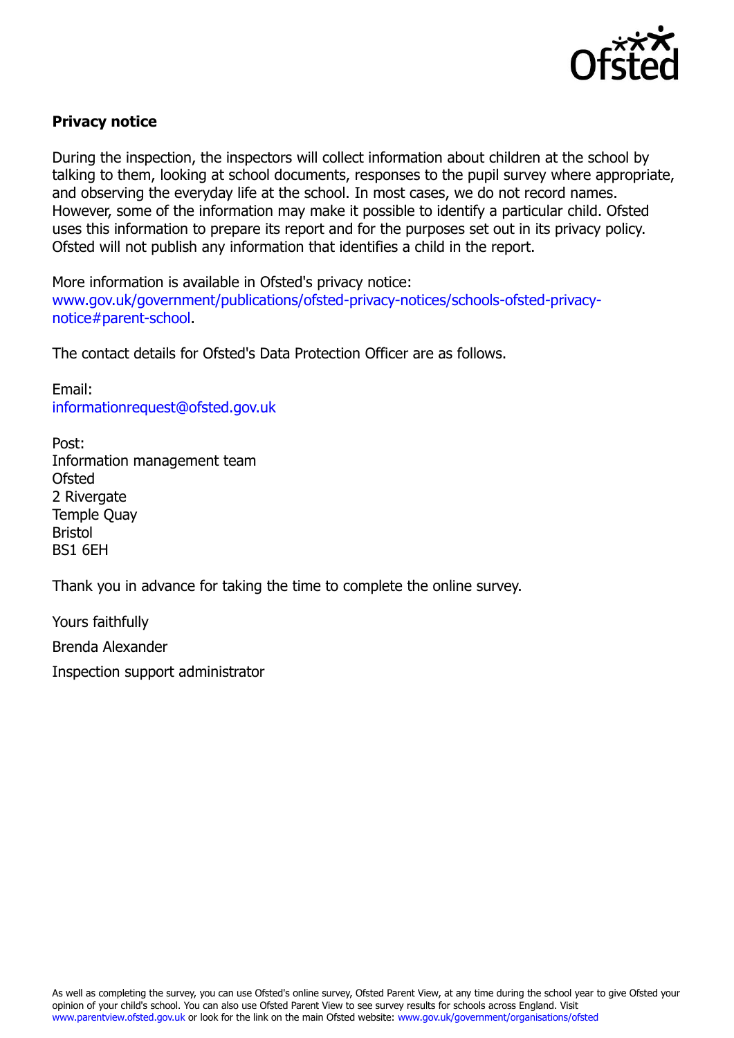**Privacy notice**

During the inspection, the inspectors will collect information about children at the school by talking to them, looking at school documents, responses to the pupil survey where appropriate, and observing the everyday life at the school. In most cases, we do not record names. However, some of the information may make it possible to identify a particular child. Ofsted uses this information to prepare its report and for the purposes set out in its privacy policy. Ofsted will not publish any information that identifies a child in the report.

More information is available in Ofsted's privacy notice: www.gov.uk/government/publications/ofsted-privacy-notices/schools-ofsted-privacy-notice#parent-school.

The contact details for Ofsted's Data Protection Officer are as follows.

Email:
informationrequest@ofsted.gov.uk

Post:
Information management team
Ofsted
2 Rivergate
Temple Quay
Bristol
BS1 6EH

Thank you in advance for taking the time to complete the online survey.

Yours faithfully

Brenda Alexander

Inspection support administrator

As well as completing the survey, you can use Ofsted's online survey, Ofsted Parent View, at any time during the school year to give Ofsted your opinion of your child's school. You can also use Ofsted Parent View to see survey results for schools across England. Visit www.parentview.ofsted.gov.uk or look for the link on the main Ofsted website: www.gov.uk/government/organisations/ofsted